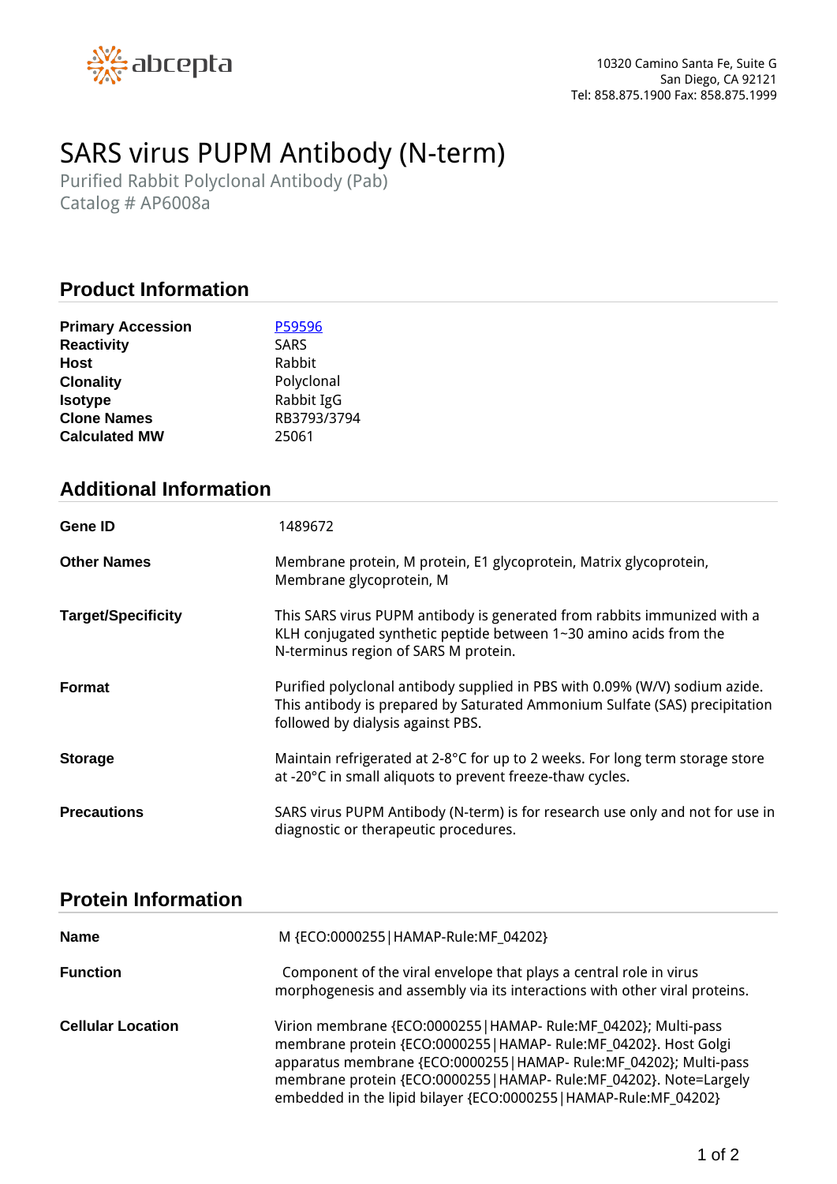abcepta

10320 Camino Santa Fe, Suite G
San Diego, CA 92121
Tel: 858.875.1900 Fax: 858.875.1999

# SARS virus PUPM Antibody (N-term)

Purified Rabbit Polyclonal Antibody (Pab)
Catalog # AP6008a

## Product Information

| | |
|---|---|
| **Primary Accession** | P59596 |
| **Reactivity** | SARS |
| **Host** | Rabbit |
| **Clonality** | Polyclonal |
| **Isotype** | Rabbit IgG |
| **Clone Names** | RB3793/3794 |
| **Calculated MW** | 25061 |

## Additional Information

| | |
|---|---|
| **Gene ID** | 1489672 |
| **Other Names** | Membrane protein, M protein, E1 glycoprotein, Matrix glycoprotein, Membrane glycoprotein, M |
| **Target/Specificity** | This SARS virus PUPM antibody is generated from rabbits immunized with a KLH conjugated synthetic peptide between 1~30 amino acids from the N-terminus region of SARS M protein. |
| **Format** | Purified polyclonal antibody supplied in PBS with 0.09% (W/V) sodium azide. This antibody is prepared by Saturated Ammonium Sulfate (SAS) precipitation followed by dialysis against PBS. |
| **Storage** | Maintain refrigerated at 2-8°C for up to 2 weeks. For long term storage store at -20°C in small aliquots to prevent freeze-thaw cycles. |
| **Precautions** | SARS virus PUPM Antibody (N-term) is for research use only and not for use in diagnostic or therapeutic procedures. |

## Protein Information

| | |
|---|---|
| **Name** | M {ECO:0000255\|HAMAP-Rule:MF_04202} |
| **Function** | Component of the viral envelope that plays a central role in virus morphogenesis and assembly via its interactions with other viral proteins. |
| **Cellular Location** | Virion membrane {ECO:0000255\|HAMAP- Rule:MF_04202}; Multi-pass membrane protein {ECO:0000255\|HAMAP- Rule:MF_04202}. Host Golgi apparatus membrane {ECO:0000255\|HAMAP- Rule:MF_04202}; Multi-pass membrane protein {ECO:0000255\|HAMAP- Rule:MF_04202}. Note=Largely embedded in the lipid bilayer {ECO:0000255\|HAMAP-Rule:MF_04202} |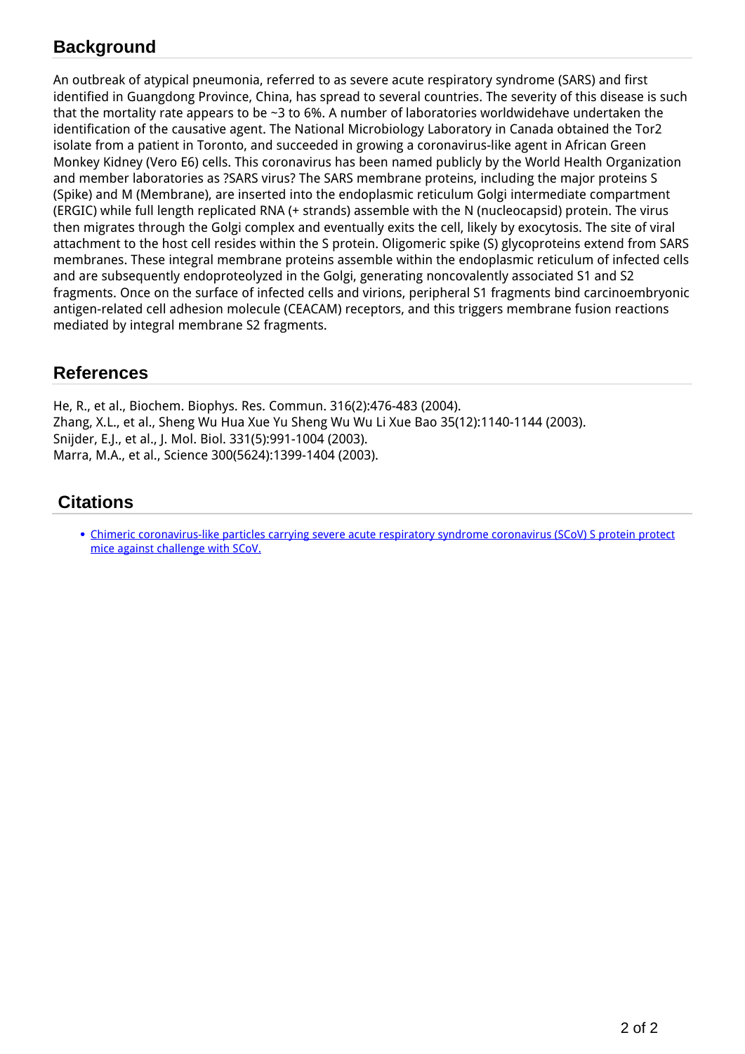## Background

An outbreak of atypical pneumonia, referred to as severe acute respiratory syndrome (SARS) and first identified in Guangdong Province, China, has spread to several countries. The severity of this disease is such that the mortality rate appears to be ~3 to 6%. A number of laboratories worldwidehave undertaken the identification of the causative agent. The National Microbiology Laboratory in Canada obtained the Tor2 isolate from a patient in Toronto, and succeeded in growing a coronavirus-like agent in African Green Monkey Kidney (Vero E6) cells. This coronavirus has been named publicly by the World Health Organization and member laboratories as ?SARS virus? The SARS membrane proteins, including the major proteins S (Spike) and M (Membrane), are inserted into the endoplasmic reticulum Golgi intermediate compartment (ERGIC) while full length replicated RNA (+ strands) assemble with the N (nucleocapsid) protein. The virus then migrates through the Golgi complex and eventually exits the cell, likely by exocytosis. The site of viral attachment to the host cell resides within the S protein. Oligomeric spike (S) glycoproteins extend from SARS membranes. These integral membrane proteins assemble within the endoplasmic reticulum of infected cells and are subsequently endoproteolyzed in the Golgi, generating noncovalently associated S1 and S2 fragments. Once on the surface of infected cells and virions, peripheral S1 fragments bind carcinoembryonic antigen-related cell adhesion molecule (CEACAM) receptors, and this triggers membrane fusion reactions mediated by integral membrane S2 fragments.

## References

He, R., et al., Biochem. Biophys. Res. Commun. 316(2):476-483 (2004).
Zhang, X.L., et al., Sheng Wu Hua Xue Yu Sheng Wu Wu Li Xue Bao 35(12):1140-1144 (2003).
Snijder, E.J., et al., J. Mol. Biol. 331(5):991-1004 (2003).
Marra, M.A., et al., Science 300(5624):1399-1404 (2003).

## Citations

- Chimeric coronavirus-like particles carrying severe acute respiratory syndrome coronavirus (SCoV) S protein protect mice against challenge with SCoV.